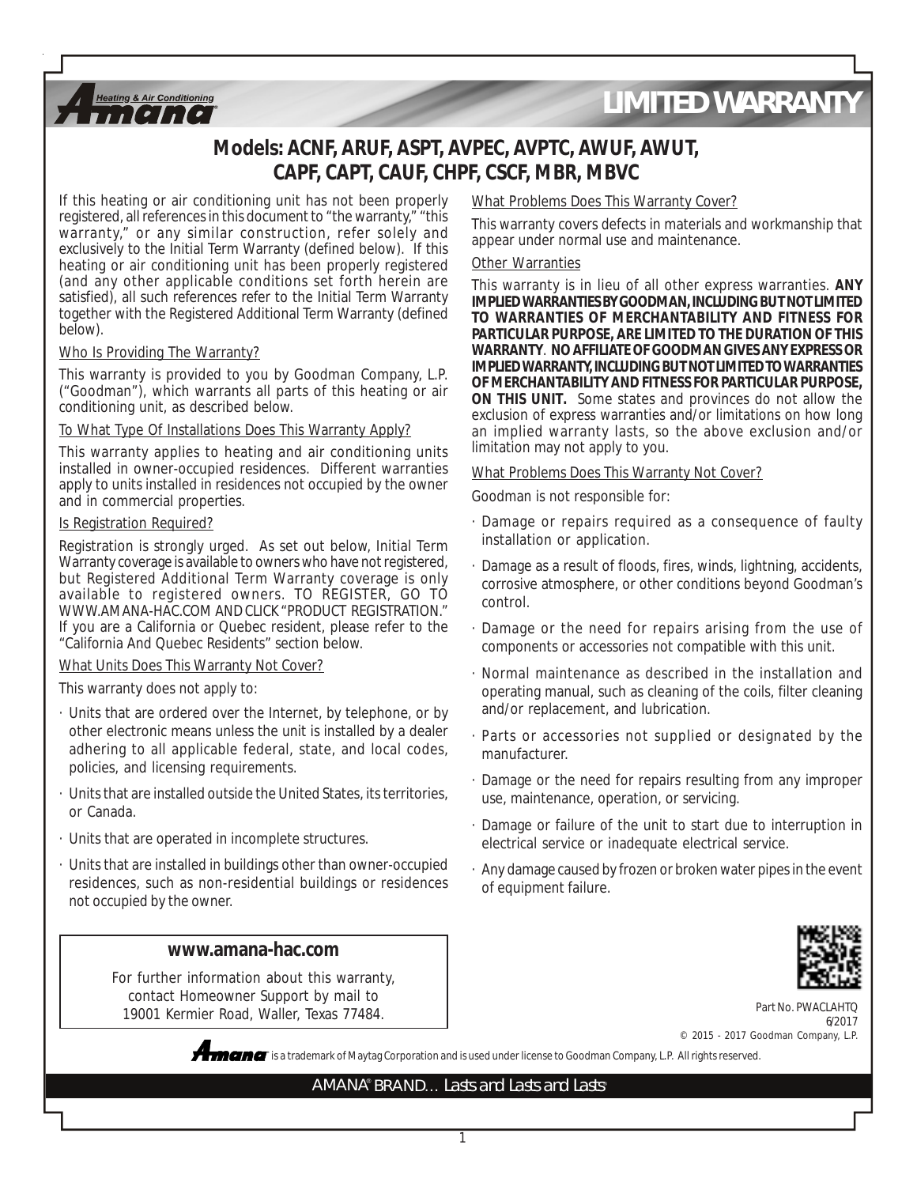# LIMITED WARRANTY

## Models: ACNF, ARUF, ASPT, AVPEC, AVPTC, AWUF, AWUT, CAPF, CAPT, CAUF, CHPF, CSCF, MBR, MBVC

If this heating or air conditioning unit has not been properly registered, all references in this document to "the warranty," "this warranty," or any similar construction, refer solely and exclusively to the Initial Term Warranty (defined below). If this heating or air conditioning unit has been properly registered (and any other applicable conditions set forth herein are satisfied), all such references refer to the Initial Term Warranty together with the Registered Additional Term Warranty (defined below).

### Who Is Providing The Warranty?

This warranty is provided to you by Goodman Company, L.P. ("Goodman"), which warrants all parts of this heating or air conditioning unit, as described below.

### To What Type Of Installations Does This Warranty Apply?

This warranty applies to heating and air conditioning units installed in owner-occupied residences. Different warranties apply to units installed in residences not occupied by the owner and in commercial properties.

### Is Registration Required?

Registration is strongly urged. As set out below, Initial Term Warranty coverage is available to owners who have not registered, but Registered Additional Term Warranty coverage is only available to registered owners. TO REGISTER, GO TO WWW.AMANA-HAC.COM AND CLICK "PRODUCT REGISTRATION." If you are a California or Quebec resident, please refer to the "California And Quebec Residents" section below.

### What Units Does This Warranty Not Cover?

This warranty does not apply to:

- Units that are ordered over the Internet, by telephone, or by other electronic means unless the unit is installed by a dealer adhering to all applicable federal, state, and local codes, policies, and licensing requirements.
- Units that are installed outside the United States, its territories, or Canada.
- Units that are operated in incomplete structures.
- Units that are installed in buildings other than owner-occupied residences, such as non-residential buildings or residences not occupied by the owner.

**www.amana-hac.com**

For further information about this warranty, contact Homeowner Support by mail to 19001 Kermier Road, Waller, Texas 77484.

### What Problems Does This Warranty Cover?

This warranty covers defects in materials and workmanship that appear under normal use and maintenance.

### Other Warranties

This warranty is in lieu of all other express warranties. **ANY IMPLIED WARRANTIES BY GOODMAN, INCLUDING BUT NOT LIMITED TO WARRANTIES OF MERCHANTABILITY AND FITNESS FOR PARTICULAR PURPOSE, ARE LIMITED TO THE DURATION OF THIS WARRANTY**. **NO AFFILIATE OF GOODMAN GIVES ANY EXPRESS OR IMPLIED WARRANTY, INCLUDING BUT NOT LIMITED TO WARRANTIES OF MERCHANTABILITY AND FITNESS FOR PARTICULAR PURPOSE, ON THIS UNIT.** Some states and provinces do not allow the exclusion of express warranties and/or limitations on how long an implied warranty lasts, so the above exclusion and/or limitation may not apply to you.

### What Problems Does This Warranty Not Cover?

Goodman is not responsible for:

- Damage or repairs required as a consequence of faulty installation or application.
- Damage as a result of floods, fires, winds, lightning, accidents, corrosive atmosphere, or other conditions beyond Goodman's control.
- Damage or the need for repairs arising from the use of components or accessories not compatible with this unit.
- Normal maintenance as described in the installation and operating manual, such as cleaning of the coils, filter cleaning and/or replacement, and lubrication.
- Parts or accessories not supplied or designated by the manufacturer.
- Damage or the need for repairs resulting from any improper use, maintenance, operation, or servicing.
- Damage or failure of the unit to start due to interruption in electrical service or inadequate electrical service.
- Any damage caused by frozen or broken water pipes in the event of equipment failure.

Part No. PWACLAHTQ
6/2017
© 2015 - 2017 Goodman Company, L.P.

Amana is a trademark of Maytag Corporation and is used under license to Goodman Company, L.P. All rights reserved.

AMANA® BRAND… Lasts and Lasts and Lasts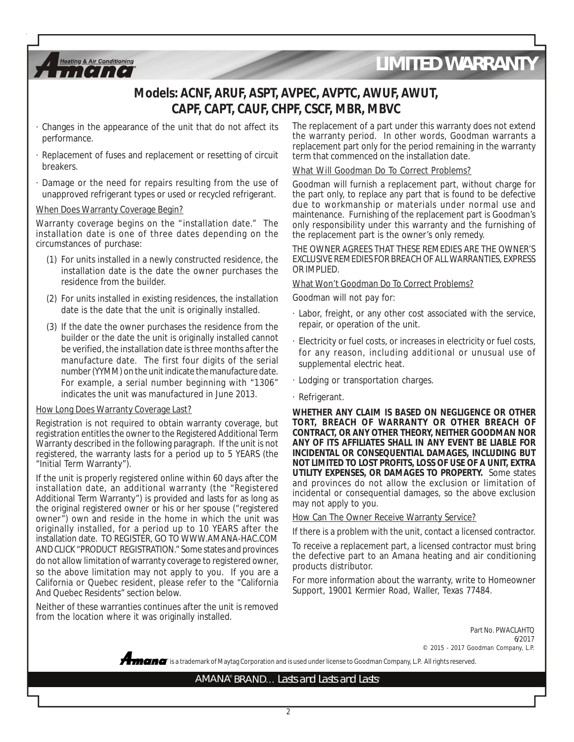# LIMITED WARRANTY

## Models: ACNF, ARUF, ASPT, AVPEC, AVPTC, AWUF, AWUT, CAPF, CAPT, CAUF, CHPF, CSCF, MBR, MBVC

- Changes in the appearance of the unit that do not affect its performance.
- Replacement of fuses and replacement or resetting of circuit breakers.
- Damage or the need for repairs resulting from the use of unapproved refrigerant types or used or recycled refrigerant.

### When Does Warranty Coverage Begin?

Warranty coverage begins on the "installation date." The installation date is one of three dates depending on the circumstances of purchase:

(1) For units installed in a newly constructed residence, the installation date is the date the owner purchases the residence from the builder.

(2) For units installed in existing residences, the installation date is the date that the unit is originally installed.

(3) If the date the owner purchases the residence from the builder or the date the unit is originally installed cannot be verified, the installation date is three months after the manufacture date. The first four digits of the serial number (YYMM) on the unit indicate the manufacture date. For example, a serial number beginning with "1306" indicates the unit was manufactured in June 2013.

### How Long Does Warranty Coverage Last?

Registration is not required to obtain warranty coverage, but registration entitles the owner to the Registered Additional Term Warranty described in the following paragraph. If the unit is not registered, the warranty lasts for a period up to 5 YEARS (the "Initial Term Warranty").

If the unit is properly registered online within 60 days after the installation date, an additional warranty (the "Registered Additional Term Warranty") is provided and lasts for as long as the original registered owner or his or her spouse ("registered owner") own and reside in the home in which the unit was originally installed, for a period up to 10 YEARS after the installation date. TO REGISTER, GO TO WWW.AMANA-HAC.COM AND CLICK "PRODUCT REGISTRATION." Some states and provinces do not allow limitation of warranty coverage to registered owner, so the above limitation may not apply to you. If you are a California or Quebec resident, please refer to the "California And Quebec Residents" section below.

Neither of these warranties continues after the unit is removed from the location where it was originally installed.

The replacement of a part under this warranty does not extend the warranty period. In other words, Goodman warrants a replacement part only for the period remaining in the warranty term that commenced on the installation date.

### What Will Goodman Do To Correct Problems?

Goodman will furnish a replacement part, without charge for the part only, to replace any part that is found to be defective due to workmanship or materials under normal use and maintenance. Furnishing of the replacement part is Goodman's only responsibility under this warranty and the furnishing of the replacement part is the owner's only remedy.

THE OWNER AGREES THAT THESE REMEDIES ARE THE OWNER'S EXCLUSIVE REMEDIES FOR BREACH OF ALL WARRANTIES, EXPRESS OR IMPLIED.

### What Won't Goodman Do To Correct Problems?

Goodman will not pay for:

- Labor, freight, or any other cost associated with the service, repair, or operation of the unit.
- Electricity or fuel costs, or increases in electricity or fuel costs, for any reason, including additional or unusual use of supplemental electric heat.
- Lodging or transportation charges.
- Refrigerant.

**WHETHER ANY CLAIM IS BASED ON NEGLIGENCE OR OTHER TORT, BREACH OF WARRANTY OR OTHER BREACH OF CONTRACT, OR ANY OTHER THEORY, NEITHER GOODMAN NOR ANY OF ITS AFFILIATES SHALL IN ANY EVENT BE LIABLE FOR INCIDENTAL OR CONSEQUENTIAL DAMAGES, INCLUDING BUT NOT LIMITED TO LOST PROFITS, LOSS OF USE OF A UNIT, EXTRA UTILITY EXPENSES, OR DAMAGES TO PROPERTY.** Some states and provinces do not allow the exclusion or limitation of incidental or consequential damages, so the above exclusion may not apply to you.

### How Can The Owner Receive Warranty Service?

If there is a problem with the unit, contact a licensed contractor.

To receive a replacement part, a licensed contractor must bring the defective part to an Amana heating and air conditioning products distributor.

For more information about the warranty, write to Homeowner Support, 19001 Kermier Road, Waller, Texas 77484.

Part No. PWACLAHTQ
6/2017
© 2015 - 2017 Goodman Company, L.P.

Amana is a trademark of Maytag Corporation and is used under license to Goodman Company, L.P. All rights reserved.

AMANA® BRAND… Lasts and Lasts and Lasts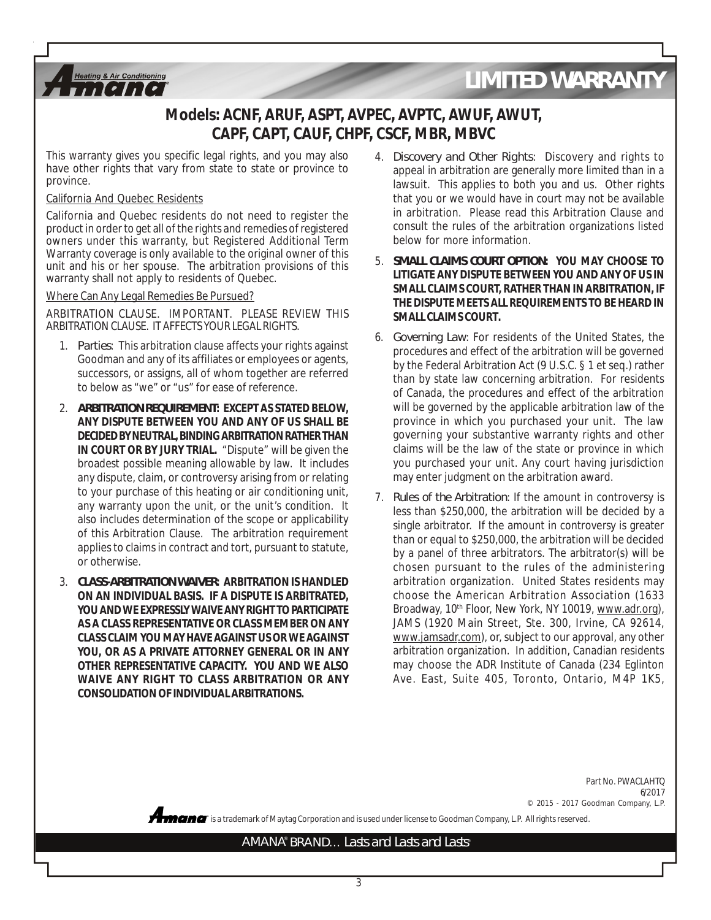# LIMITED WARRANTY

## Models: ACNF, ARUF, ASPT, AVPEC, AVPTC, AWUF, AWUT, CAPF, CAPT, CAUF, CHPF, CSCF, MBR, MBVC

This warranty gives you specific legal rights, and you may also have other rights that vary from state to state or province to province.

California And Quebec Residents

California and Quebec residents do not need to register the product in order to get all of the rights and remedies of registered owners under this warranty, but Registered Additional Term Warranty coverage is only available to the original owner of this unit and his or her spouse. The arbitration provisions of this warranty shall not apply to residents of Quebec.

Where Can Any Legal Remedies Be Pursued?

ARBITRATION CLAUSE. IMPORTANT. PLEASE REVIEW THIS ARBITRATION CLAUSE. IT AFFECTS YOUR LEGAL RIGHTS.

1. Parties: This arbitration clause affects your rights against Goodman and any of its affiliates or employees or agents, successors, or assigns, all of whom together are referred to below as "we" or "us" for ease of reference.

2. **ARBITRATION REQUIREMENT: EXCEPT AS STATED BELOW, ANY DISPUTE BETWEEN YOU AND ANY OF US SHALL BE DECIDED BY NEUTRAL, BINDING ARBITRATION RATHER THAN IN COURT OR BY JURY TRIAL.** "Dispute" will be given the broadest possible meaning allowable by law. It includes any dispute, claim, or controversy arising from or relating to your purchase of this heating or air conditioning unit, any warranty upon the unit, or the unit's condition. It also includes determination of the scope or applicability of this Arbitration Clause. The arbitration requirement applies to claims in contract and tort, pursuant to statute, or otherwise.

3. **CLASS-ARBITRATION WAIVER: ARBITRATION IS HANDLED ON AN INDIVIDUAL BASIS. IF A DISPUTE IS ARBITRATED, YOU AND WE EXPRESSLY WAIVE ANY RIGHT TO PARTICIPATE AS A CLASS REPRESENTATIVE OR CLASS MEMBER ON ANY CLASS CLAIM YOU MAY HAVE AGAINST US OR WE AGAINST YOU, OR AS A PRIVATE ATTORNEY GENERAL OR IN ANY OTHER REPRESENTATIVE CAPACITY. YOU AND WE ALSO WAIVE ANY RIGHT TO CLASS ARBITRATION OR ANY CONSOLIDATION OF INDIVIDUAL ARBITRATIONS.**

4. Discovery and Other Rights: Discovery and rights to appeal in arbitration are generally more limited than in a lawsuit. This applies to both you and us. Other rights that you or we would have in court may not be available in arbitration. Please read this Arbitration Clause and consult the rules of the arbitration organizations listed below for more information.

5. **SMALL CLAIMS COURT OPTION: YOU MAY CHOOSE TO LITIGATE ANY DISPUTE BETWEEN YOU AND ANY OF US IN SMALL CLAIMS COURT, RATHER THAN IN ARBITRATION, IF THE DISPUTE MEETS ALL REQUIREMENTS TO BE HEARD IN SMALL CLAIMS COURT.**

6. Governing Law: For residents of the United States, the procedures and effect of the arbitration will be governed by the Federal Arbitration Act (9 U.S.C. § 1 et seq.) rather than by state law concerning arbitration. For residents of Canada, the procedures and effect of the arbitration will be governed by the applicable arbitration law of the province in which you purchased your unit. The law governing your substantive warranty rights and other claims will be the law of the state or province in which you purchased your unit. Any court having jurisdiction may enter judgment on the arbitration award.

7. Rules of the Arbitration: If the amount in controversy is less than $250,000, the arbitration will be decided by a single arbitrator. If the amount in controversy is greater than or equal to $250,000, the arbitration will be decided by a panel of three arbitrators. The arbitrator(s) will be chosen pursuant to the rules of the administering arbitration organization. United States residents may choose the American Arbitration Association (1633 Broadway, 10th Floor, New York, NY 10019, www.adr.org), JAMS (1920 Main Street, Ste. 300, Irvine, CA 92614, www.jamsadr.com), or, subject to our approval, any other arbitration organization. In addition, Canadian residents may choose the ADR Institute of Canada (234 Eglinton Ave. East, Suite 405, Toronto, Ontario, M4P 1K5,

Part No. PWACLAHTQ
6/2017
© 2015 - 2017 Goodman Company, L.P.

Amana is a trademark of Maytag Corporation and is used under license to Goodman Company, L.P. All rights reserved.

AMANA® BRAND… Lasts and Lasts and Lasts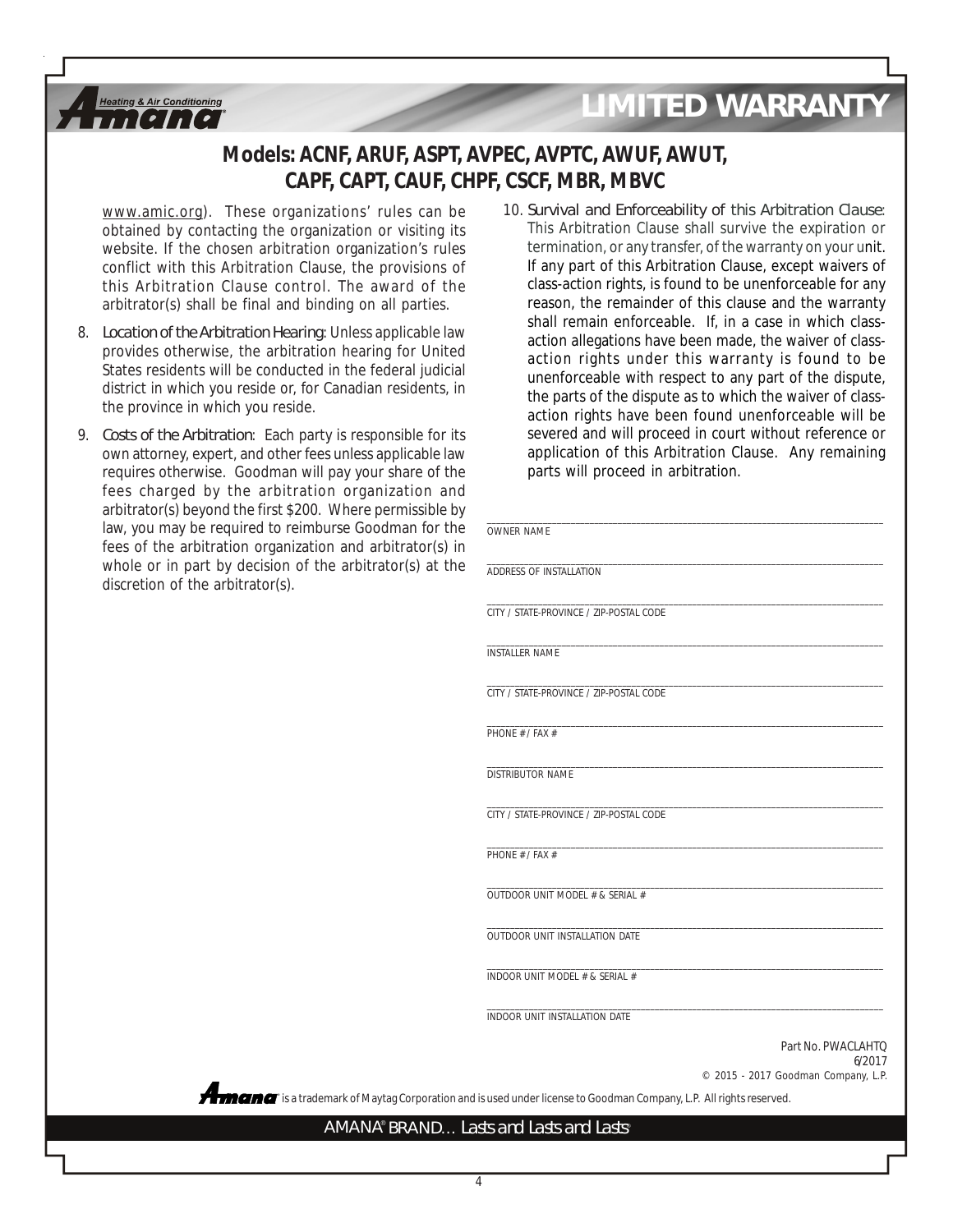# LIMITED WARRANTY

## Models: ACNF, ARUF, ASPT, AVPEC, AVPTC, AWUF, AWUT, CAPF, CAPT, CAUF, CHPF, CSCF, MBR, MBVC

www.amic.org). These organizations' rules can be obtained by contacting the organization or visiting its website. If the chosen arbitration organization's rules conflict with this Arbitration Clause, the provisions of this Arbitration Clause control. The award of the arbitrator(s) shall be final and binding on all parties.

8. Location of the Arbitration Hearing: Unless applicable law provides otherwise, the arbitration hearing for United States residents will be conducted in the federal judicial district in which you reside or, for Canadian residents, in the province in which you reside.

9. Costs of the Arbitration: Each party is responsible for its own attorney, expert, and other fees unless applicable law requires otherwise. Goodman will pay your share of the fees charged by the arbitration organization and arbitrator(s) beyond the first $200. Where permissible by law, you may be required to reimburse Goodman for the fees of the arbitration organization and arbitrator(s) in whole or in part by decision of the arbitrator(s) at the discretion of the arbitrator(s).

10. Survival and Enforceability of this Arbitration Clause: This Arbitration Clause shall survive the expiration or termination, or any transfer, of the warranty on your unit. If any part of this Arbitration Clause, except waivers of class-action rights, is found to be unenforceable for any reason, the remainder of this clause and the warranty shall remain enforceable. If, in a case in which class-action allegations have been made, the waiver of class-action rights under this warranty is found to be unenforceable with respect to any part of the dispute, the parts of the dispute as to which the waiver of class-action rights have been found unenforceable will be severed and will proceed in court without reference or application of this Arbitration Clause. Any remaining parts will proceed in arbitration.

______________________________
OWNER NAME

______________________________
ADDRESS OF INSTALLATION

______________________________
CITY / STATE-PROVINCE / ZIP-POSTAL CODE

______________________________
INSTALLER NAME

______________________________
CITY / STATE-PROVINCE / ZIP-POSTAL CODE

______________________________
PHONE # / FAX #

______________________________
DISTRIBUTOR NAME

______________________________
CITY / STATE-PROVINCE / ZIP-POSTAL CODE

______________________________
PHONE # / FAX #

______________________________
OUTDOOR UNIT MODEL # & SERIAL #

______________________________
OUTDOOR UNIT INSTALLATION DATE

______________________________
INDOOR UNIT MODEL # & SERIAL #

______________________________
INDOOR UNIT INSTALLATION DATE

Part No. PWACLAHTQ
6/2017
© 2015 - 2017 Goodman Company, L.P.

Amana® is a trademark of Maytag Corporation and is used under license to Goodman Company, L.P. All rights reserved.

AMANA® BRAND… Lasts and Lasts and Lasts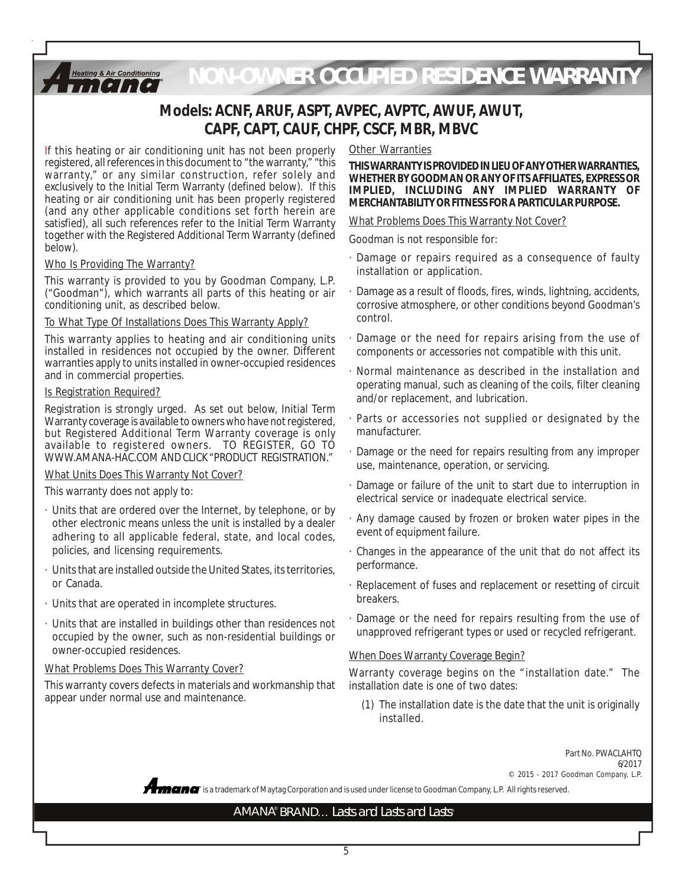# NON-OWNER OCCUPIED RESIDENCE WARRANTY

## Models: ACNF, ARUF, ASPT, AVPEC, AVPTC, AWUF, AWUT, CAPF, CAPT, CAUF, CHPF, CSCF, MBR, MBVC

If this heating or air conditioning unit has not been properly registered, all references in this document to "the warranty," "this warranty," or any similar construction, refer solely and exclusively to the Initial Term Warranty (defined below). If this heating or air conditioning unit has been properly registered (and any other applicable conditions set forth herein are satisfied), all such references refer to the Initial Term Warranty together with the Registered Additional Term Warranty (defined below).

### Who Is Providing The Warranty?

This warranty is provided to you by Goodman Company, L.P. ("Goodman"), which warrants all parts of this heating or air conditioning unit, as described below.

### To What Type Of Installations Does This Warranty Apply?

This warranty applies to heating and air conditioning units installed in residences not occupied by the owner. Different warranties apply to units installed in owner-occupied residences and in commercial properties.

### Is Registration Required?

Registration is strongly urged. As set out below, Initial Term Warranty coverage is available to owners who have not registered, but Registered Additional Term Warranty coverage is only available to registered owners. TO REGISTER, GO TO WWW.AMANA-HAC.COM AND CLICK "PRODUCT REGISTRATION."

### What Units Does This Warranty Not Cover?

This warranty does not apply to:

- Units that are ordered over the Internet, by telephone, or by other electronic means unless the unit is installed by a dealer adhering to all applicable federal, state, and local codes, policies, and licensing requirements.
- Units that are installed outside the United States, its territories, or Canada.
- Units that are operated in incomplete structures.
- Units that are installed in buildings other than residences not occupied by the owner, such as non-residential buildings or owner-occupied residences.

### What Problems Does This Warranty Cover?

This warranty covers defects in materials and workmanship that appear under normal use and maintenance.

### Other Warranties

**THIS WARRANTY IS PROVIDED IN LIEU OF ANY OTHER WARRANTIES, WHETHER BY GOODMAN OR ANY OF ITS AFFILIATES, EXPRESS OR IMPLIED, INCLUDING ANY IMPLIED WARRANTY OF MERCHANTABILITY OR FITNESS FOR A PARTICULAR PURPOSE.**

### What Problems Does This Warranty Not Cover?

Goodman is not responsible for:

- Damage or repairs required as a consequence of faulty installation or application.
- Damage as a result of floods, fires, winds, lightning, accidents, corrosive atmosphere, or other conditions beyond Goodman's control.
- Damage or the need for repairs arising from the use of components or accessories not compatible with this unit.
- Normal maintenance as described in the installation and operating manual, such as cleaning of the coils, filter cleaning and/or replacement, and lubrication.
- Parts or accessories not supplied or designated by the manufacturer.
- Damage or the need for repairs resulting from any improper use, maintenance, operation, or servicing.
- Damage or failure of the unit to start due to interruption in electrical service or inadequate electrical service.
- Any damage caused by frozen or broken water pipes in the event of equipment failure.
- Changes in the appearance of the unit that do not affect its performance.
- Replacement of fuses and replacement or resetting of circuit breakers.
- Damage or the need for repairs resulting from the use of unapproved refrigerant types or used or recycled refrigerant.

### When Does Warranty Coverage Begin?

Warranty coverage begins on the "installation date." The installation date is one of two dates:

(1) The installation date is the date that the unit is originally installed.

Part No. PWACLAHTQ
6/2017
© 2015 - 2017 Goodman Company, L.P.

Amana is a trademark of Maytag Corporation and is used under license to Goodman Company, L.P. All rights reserved.

AMANA® BRAND… Lasts and Lasts and Lasts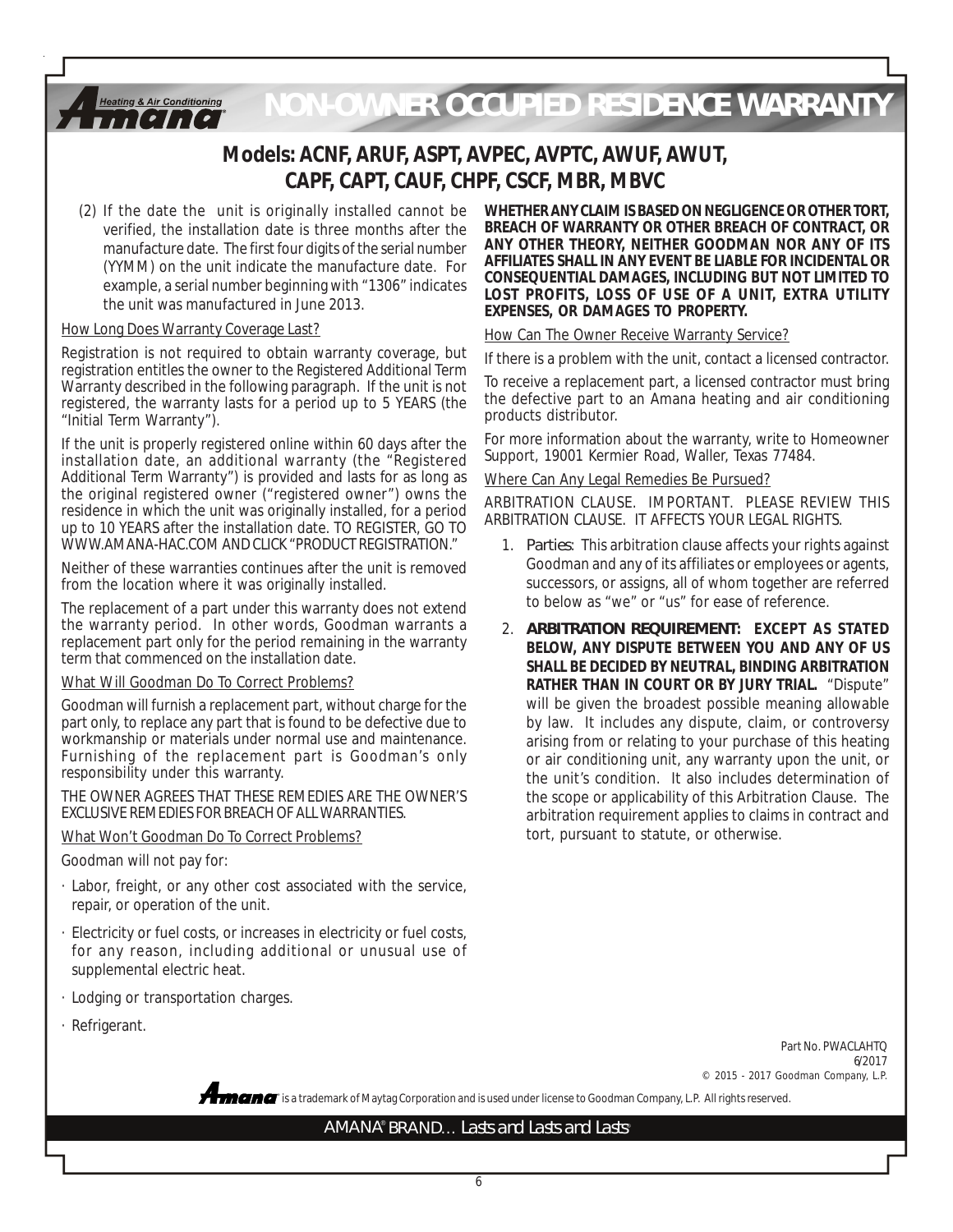# NON-OWNER OCCUPIED RESIDENCE WARRANTY

## Models: ACNF, ARUF, ASPT, AVPEC, AVPTC, AWUF, AWUT, CAPF, CAPT, CAUF, CHPF, CSCF, MBR, MBVC

(2) If the date the unit is originally installed cannot be verified, the installation date is three months after the manufacture date. The first four digits of the serial number (YYMM) on the unit indicate the manufacture date. For example, a serial number beginning with "1306" indicates the unit was manufactured in June 2013.

How Long Does Warranty Coverage Last?

Registration is not required to obtain warranty coverage, but registration entitles the owner to the Registered Additional Term Warranty described in the following paragraph. If the unit is not registered, the warranty lasts for a period up to 5 YEARS (the "Initial Term Warranty").

If the unit is properly registered online within 60 days after the installation date, an additional warranty (the "Registered Additional Term Warranty") is provided and lasts for as long as the original registered owner ("registered owner") owns the residence in which the unit was originally installed, for a period up to 10 YEARS after the installation date. TO REGISTER, GO TO WWW.AMANA-HAC.COM AND CLICK "PRODUCT REGISTRATION."

Neither of these warranties continues after the unit is removed from the location where it was originally installed.

The replacement of a part under this warranty does not extend the warranty period. In other words, Goodman warrants a replacement part only for the period remaining in the warranty term that commenced on the installation date.

What Will Goodman Do To Correct Problems?

Goodman will furnish a replacement part, without charge for the part only, to replace any part that is found to be defective due to workmanship or materials under normal use and maintenance. Furnishing of the replacement part is Goodman's only responsibility under this warranty.

THE OWNER AGREES THAT THESE REMEDIES ARE THE OWNER'S EXCLUSIVE REMEDIES FOR BREACH OF ALL WARRANTIES.

What Won't Goodman Do To Correct Problems?

Goodman will not pay for:

- Labor, freight, or any other cost associated with the service, repair, or operation of the unit.
- Electricity or fuel costs, or increases in electricity or fuel costs, for any reason, including additional or unusual use of supplemental electric heat.
- Lodging or transportation charges.
- Refrigerant.

**WHETHER ANY CLAIM IS BASED ON NEGLIGENCE OR OTHER TORT, BREACH OF WARRANTY OR OTHER BREACH OF CONTRACT, OR ANY OTHER THEORY, NEITHER GOODMAN NOR ANY OF ITS AFFILIATES SHALL IN ANY EVENT BE LIABLE FOR INCIDENTAL OR CONSEQUENTIAL DAMAGES, INCLUDING BUT NOT LIMITED TO LOST PROFITS, LOSS OF USE OF A UNIT, EXTRA UTILITY EXPENSES, OR DAMAGES TO PROPERTY.**

How Can The Owner Receive Warranty Service?

If there is a problem with the unit, contact a licensed contractor.

To receive a replacement part, a licensed contractor must bring the defective part to an Amana heating and air conditioning products distributor.

For more information about the warranty, write to Homeowner Support, 19001 Kermier Road, Waller, Texas 77484.

Where Can Any Legal Remedies Be Pursued?

ARBITRATION CLAUSE. IMPORTANT. PLEASE REVIEW THIS ARBITRATION CLAUSE. IT AFFECTS YOUR LEGAL RIGHTS.

1. *Parties*: This arbitration clause affects your rights against Goodman and any of its affiliates or employees or agents, successors, or assigns, all of whom together are referred to below as "we" or "us" for ease of reference.
2. **ARBITRATION REQUIREMENT: EXCEPT AS STATED BELOW, ANY DISPUTE BETWEEN YOU AND ANY OF US SHALL BE DECIDED BY NEUTRAL, BINDING ARBITRATION RATHER THAN IN COURT OR BY JURY TRIAL.** "Dispute" will be given the broadest possible meaning allowable by law. It includes any dispute, claim, or controversy arising from or relating to your purchase of this heating or air conditioning unit, any warranty upon the unit, or the unit's condition. It also includes determination of the scope or applicability of this Arbitration Clause. The arbitration requirement applies to claims in contract and tort, pursuant to statute, or otherwise.

Part No. PWACLAHTQ
6/2017
© 2015 - 2017 Goodman Company, L.P.

Amana is a trademark of Maytag Corporation and is used under license to Goodman Company, L.P. All rights reserved.

AMANA® BRAND... Lasts and Lasts and Lasts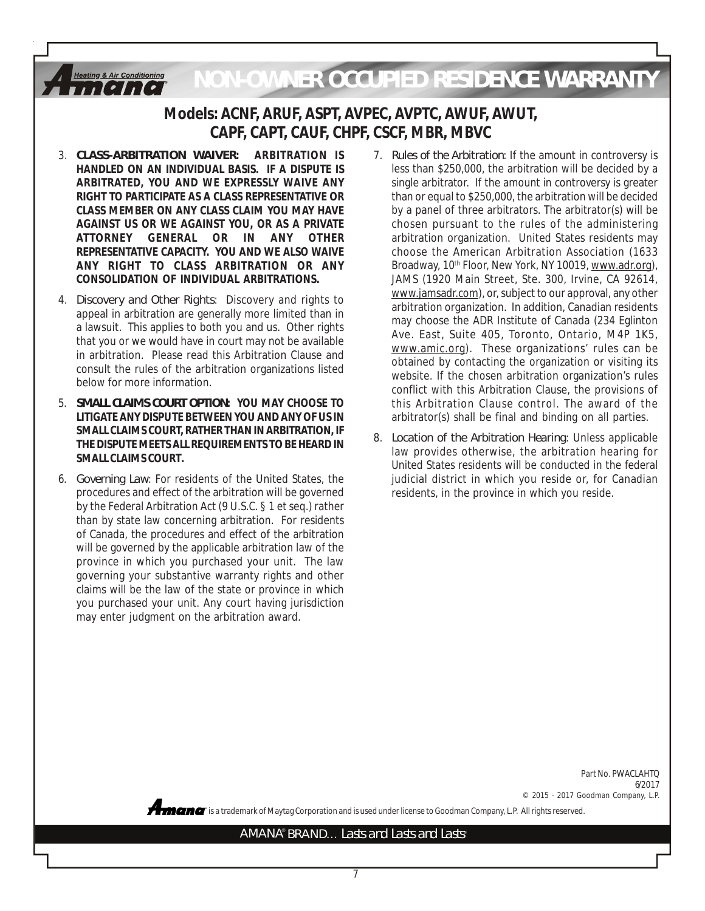# NON-OWNER OCCUPIED RESIDENCE WARRANTY

## Models: ACNF, ARUF, ASPT, AVPEC, AVPTC, AWUF, AWUT, CAPF, CAPT, CAUF, CHPF, CSCF, MBR, MBVC

3. **CLASS-ARBITRATION WAIVER: ARBITRATION IS HANDLED ON AN INDIVIDUAL BASIS. IF A DISPUTE IS ARBITRATED, YOU AND WE EXPRESSLY WAIVE ANY RIGHT TO PARTICIPATE AS A CLASS REPRESENTATIVE OR CLASS MEMBER ON ANY CLASS CLAIM YOU MAY HAVE AGAINST US OR WE AGAINST YOU, OR AS A PRIVATE ATTORNEY GENERAL OR IN ANY OTHER REPRESENTATIVE CAPACITY. YOU AND WE ALSO WAIVE ANY RIGHT TO CLASS ARBITRATION OR ANY CONSOLIDATION OF INDIVIDUAL ARBITRATIONS.**

4. Discovery and Other Rights: Discovery and rights to appeal in arbitration are generally more limited than in a lawsuit. This applies to both you and us. Other rights that you or we would have in court may not be available in arbitration. Please read this Arbitration Clause and consult the rules of the arbitration organizations listed below for more information.

5. **SMALL CLAIMS COURT OPTION: YOU MAY CHOOSE TO LITIGATE ANY DISPUTE BETWEEN YOU AND ANY OF US IN SMALL CLAIMS COURT, RATHER THAN IN ARBITRATION, IF THE DISPUTE MEETS ALL REQUIREMENTS TO BE HEARD IN SMALL CLAIMS COURT.**

6. Governing Law: For residents of the United States, the procedures and effect of the arbitration will be governed by the Federal Arbitration Act (9 U.S.C. § 1 et seq.) rather than by state law concerning arbitration. For residents of Canada, the procedures and effect of the arbitration will be governed by the applicable arbitration law of the province in which you purchased your unit. The law governing your substantive warranty rights and other claims will be the law of the state or province in which you purchased your unit. Any court having jurisdiction may enter judgment on the arbitration award.

7. Rules of the Arbitration: If the amount in controversy is less than $250,000, the arbitration will be decided by a single arbitrator. If the amount in controversy is greater than or equal to $250,000, the arbitration will be decided by a panel of three arbitrators. The arbitrator(s) will be chosen pursuant to the rules of the administering arbitration organization. United States residents may choose the American Arbitration Association (1633 Broadway, 10th Floor, New York, NY 10019, www.adr.org), JAMS (1920 Main Street, Ste. 300, Irvine, CA 92614, www.jamsadr.com), or, subject to our approval, any other arbitration organization. In addition, Canadian residents may choose the ADR Institute of Canada (234 Eglinton Ave. East, Suite 405, Toronto, Ontario, M4P 1K5, www.amic.org). These organizations' rules can be obtained by contacting the organization or visiting its website. If the chosen arbitration organization's rules conflict with this Arbitration Clause, the provisions of this Arbitration Clause control. The award of the arbitrator(s) shall be final and binding on all parties.

8. Location of the Arbitration Hearing: Unless applicable law provides otherwise, the arbitration hearing for United States residents will be conducted in the federal judicial district in which you reside or, for Canadian residents, in the province in which you reside.

Part No. PWACLAHTQ
6/2017
© 2015 - 2017 Goodman Company, L.P.

Amana® is a trademark of Maytag Corporation and is used under license to Goodman Company, L.P. All rights reserved.

AMANA® BRAND… Lasts and Lasts and Lasts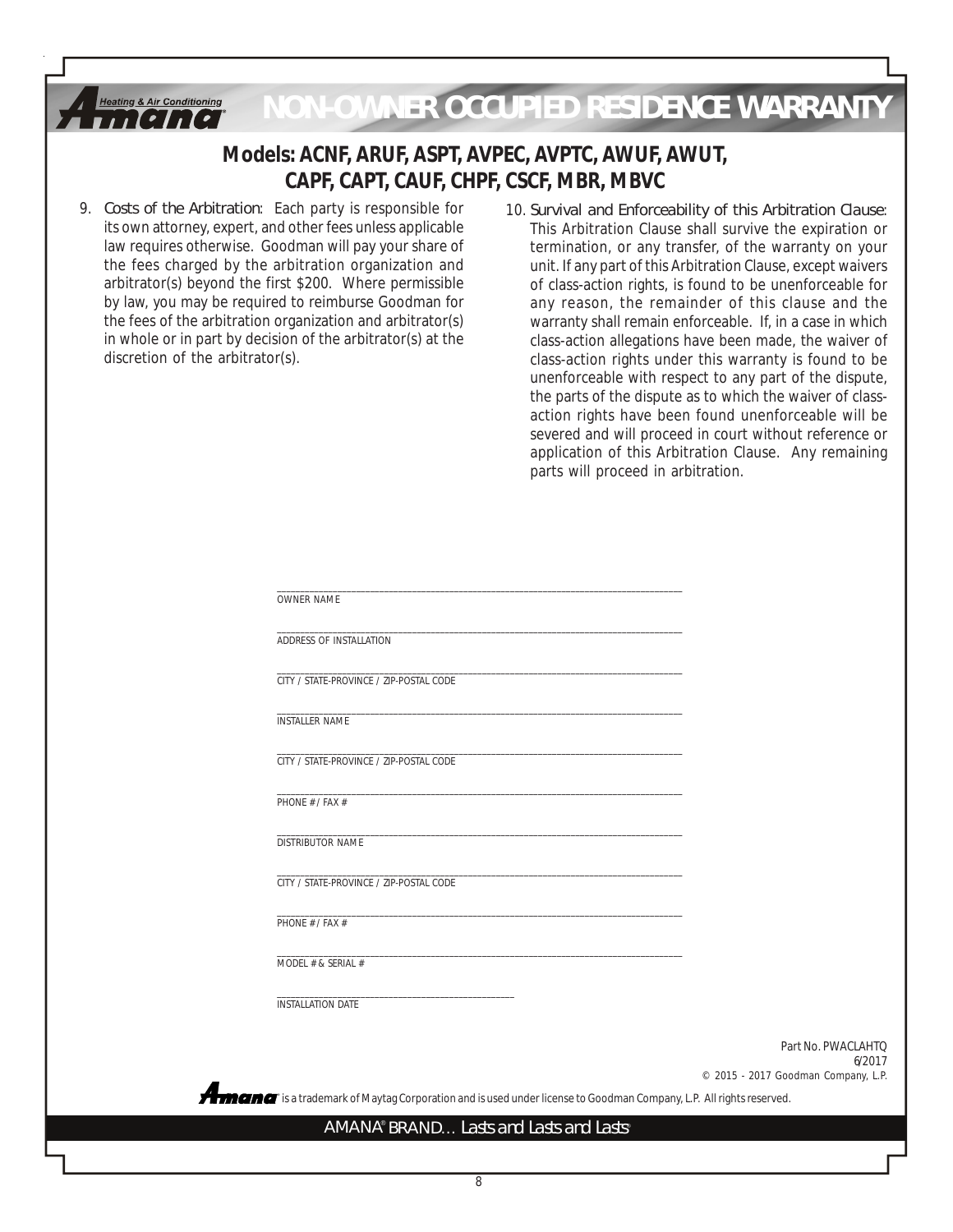# NON-OWNER OCCUPIED RESIDENCE WARRANTY

## Models: ACNF, ARUF, ASPT, AVPEC, AVPTC, AWUF, AWUT, CAPF, CAPT, CAUF, CHPF, CSCF, MBR, MBVC

9. Costs of the Arbitration: Each party is responsible for its own attorney, expert, and other fees unless applicable law requires otherwise. Goodman will pay your share of the fees charged by the arbitration organization and arbitrator(s) beyond the first $200. Where permissible by law, you may be required to reimburse Goodman for the fees of the arbitration organization and arbitrator(s) in whole or in part by decision of the arbitrator(s) at the discretion of the arbitrator(s).

10. Survival and Enforceability of this Arbitration Clause: This Arbitration Clause shall survive the expiration or termination, or any transfer, of the warranty on your unit. If any part of this Arbitration Clause, except waivers of class-action rights, is found to be unenforceable for any reason, the remainder of this clause and the warranty shall remain enforceable. If, in a case in which class-action allegations have been made, the waiver of class-action rights under this warranty is found to be unenforceable with respect to any part of the dispute, the parts of the dispute as to which the waiver of class-action rights have been found unenforceable will be severed and will proceed in court without reference or application of this Arbitration Clause. Any remaining parts will proceed in arbitration.

______________________________________________
OWNER NAME

______________________________________________
ADDRESS OF INSTALLATION

______________________________________________
CITY / STATE-PROVINCE / ZIP-POSTAL CODE

______________________________________________
INSTALLER NAME

______________________________________________
CITY / STATE-PROVINCE / ZIP-POSTAL CODE

______________________________________________
PHONE # / FAX #

______________________________________________
DISTRIBUTOR NAME

______________________________________________
CITY / STATE-PROVINCE / ZIP-POSTAL CODE

______________________________________________
PHONE # / FAX #

______________________________________________
MODEL # & SERIAL #

___________________________
INSTALLATION DATE

Part No. PWACLAHTQ
6/2017
© 2015 - 2017 Goodman Company, L.P.

Amana® is a trademark of Maytag Corporation and is used under license to Goodman Company, L.P. All rights reserved.

AMANA® BRAND… Lasts and Lasts and Lasts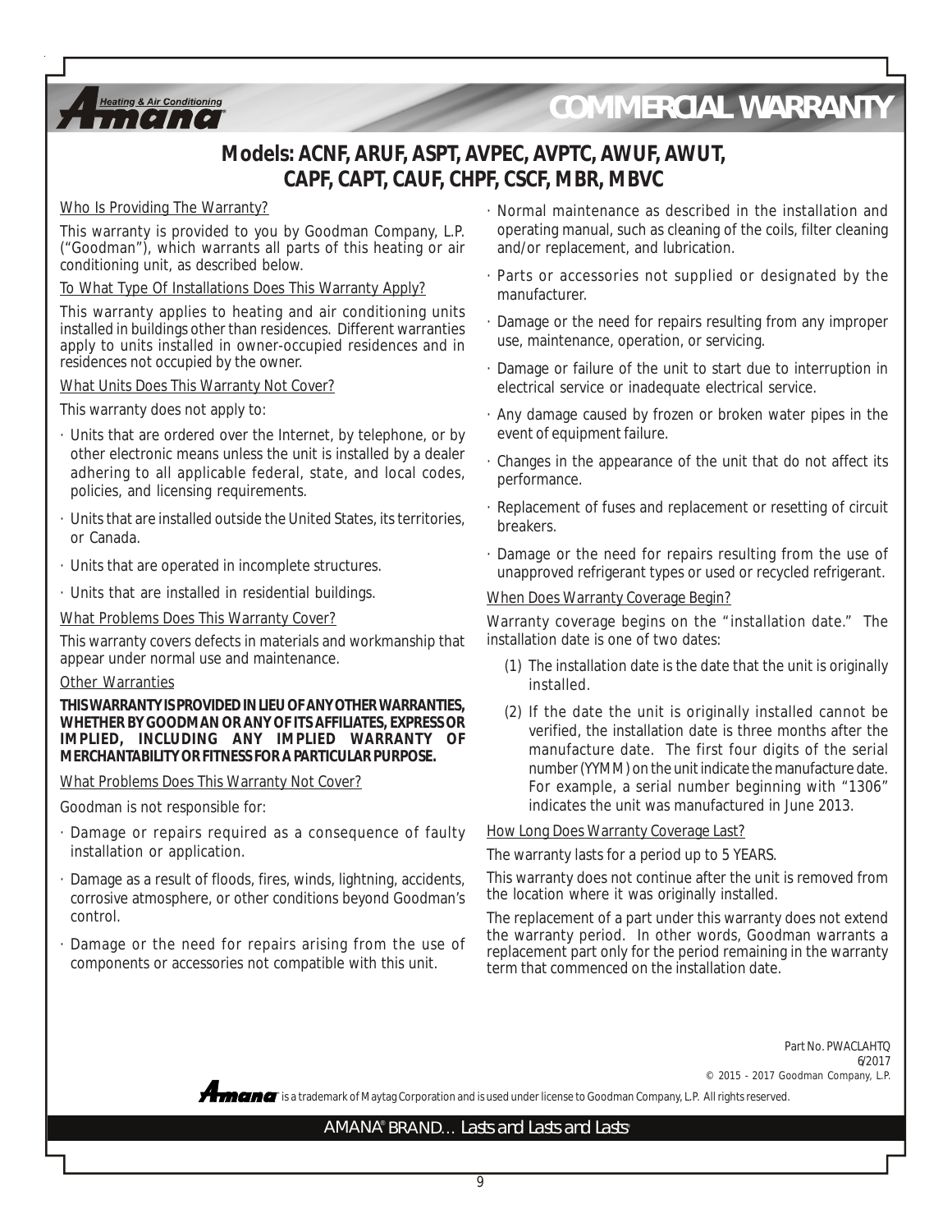# COMMERCIAL WARRANTY

## Models: ACNF, ARUF, ASPT, AVPEC, AVPTC, AWUF, AWUT, CAPF, CAPT, CAUF, CHPF, CSCF, MBR, MBVC

Who Is Providing The Warranty?

This warranty is provided to you by Goodman Company, L.P. ("Goodman"), which warrants all parts of this heating or air conditioning unit, as described below.

To What Type Of Installations Does This Warranty Apply?

This warranty applies to heating and air conditioning units installed in buildings other than residences. Different warranties apply to units installed in owner-occupied residences and in residences not occupied by the owner.

What Units Does This Warranty Not Cover?

This warranty does not apply to:

- Units that are ordered over the Internet, by telephone, or by other electronic means unless the unit is installed by a dealer adhering to all applicable federal, state, and local codes, policies, and licensing requirements.
- Units that are installed outside the United States, its territories, or Canada.
- Units that are operated in incomplete structures.
- Units that are installed in residential buildings.

What Problems Does This Warranty Cover?

This warranty covers defects in materials and workmanship that appear under normal use and maintenance.

Other Warranties

**THIS WARRANTY IS PROVIDED IN LIEU OF ANY OTHER WARRANTIES, WHETHER BY GOODMAN OR ANY OF ITS AFFILIATES, EXPRESS OR IMPLIED, INCLUDING ANY IMPLIED WARRANTY OF MERCHANTABILITY OR FITNESS FOR A PARTICULAR PURPOSE.**

What Problems Does This Warranty Not Cover?

Goodman is not responsible for:

- Damage or repairs required as a consequence of faulty installation or application.
- Damage as a result of floods, fires, winds, lightning, accidents, corrosive atmosphere, or other conditions beyond Goodman's control.
- Damage or the need for repairs arising from the use of components or accessories not compatible with this unit.
- Normal maintenance as described in the installation and operating manual, such as cleaning of the coils, filter cleaning and/or replacement, and lubrication.
- Parts or accessories not supplied or designated by the manufacturer.
- Damage or the need for repairs resulting from any improper use, maintenance, operation, or servicing.
- Damage or failure of the unit to start due to interruption in electrical service or inadequate electrical service.
- Any damage caused by frozen or broken water pipes in the event of equipment failure.
- Changes in the appearance of the unit that do not affect its performance.
- Replacement of fuses and replacement or resetting of circuit breakers.
- Damage or the need for repairs resulting from the use of unapproved refrigerant types or used or recycled refrigerant.

When Does Warranty Coverage Begin?

Warranty coverage begins on the "installation date." The installation date is one of two dates:

(1) The installation date is the date that the unit is originally installed.

(2) If the date the unit is originally installed cannot be verified, the installation date is three months after the manufacture date. The first four digits of the serial number (YYMM) on the unit indicate the manufacture date. For example, a serial number beginning with "1306" indicates the unit was manufactured in June 2013.

How Long Does Warranty Coverage Last?

The warranty lasts for a period up to 5 YEARS.

This warranty does not continue after the unit is removed from the location where it was originally installed.

The replacement of a part under this warranty does not extend the warranty period. In other words, Goodman warrants a replacement part only for the period remaining in the warranty term that commenced on the installation date.

Part No. PWACLAHTQ
6/2017
© 2015 - 2017 Goodman Company, L.P.

Amana® is a trademark of Maytag Corporation and is used under license to Goodman Company, L.P. All rights reserved.

AMANA® BRAND... Lasts and Lasts and Lasts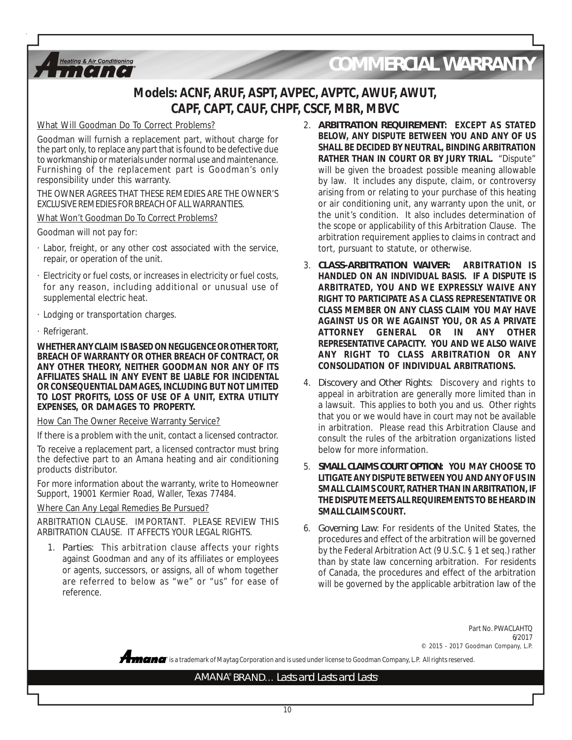# COMMERCIAL WARRANTY

## Models: ACNF, ARUF, ASPT, AVPEC, AVPTC, AWUF, AWUT, CAPF, CAPT, CAUF, CHPF, CSCF, MBR, MBVC

What Will Goodman Do To Correct Problems?

Goodman will furnish a replacement part, without charge for the part only, to replace any part that is found to be defective due to workmanship or materials under normal use and maintenance. Furnishing of the replacement part is Goodman's only responsibility under this warranty.

THE OWNER AGREES THAT THESE REMEDIES ARE THE OWNER'S EXCLUSIVE REMEDIES FOR BREACH OF ALL WARRANTIES.

What Won't Goodman Do To Correct Problems?

Goodman will not pay for:

- Labor, freight, or any other cost associated with the service, repair, or operation of the unit.
- Electricity or fuel costs, or increases in electricity or fuel costs, for any reason, including additional or unusual use of supplemental electric heat.
- Lodging or transportation charges.
- Refrigerant.

**WHETHER ANY CLAIM IS BASED ON NEGLIGENCE OR OTHER TORT, BREACH OF WARRANTY OR OTHER BREACH OF CONTRACT, OR ANY OTHER THEORY, NEITHER GOODMAN NOR ANY OF ITS AFFILIATES SHALL IN ANY EVENT BE LIABLE FOR INCIDENTAL OR CONSEQUENTIAL DAMAGES, INCLUDING BUT NOT LIMITED TO LOST PROFITS, LOSS OF USE OF A UNIT, EXTRA UTILITY EXPENSES, OR DAMAGES TO PROPERTY.**

How Can The Owner Receive Warranty Service?

If there is a problem with the unit, contact a licensed contractor.

To receive a replacement part, a licensed contractor must bring the defective part to an Amana heating and air conditioning products distributor.

For more information about the warranty, write to Homeowner Support, 19001 Kermier Road, Waller, Texas 77484.

Where Can Any Legal Remedies Be Pursued?

ARBITRATION CLAUSE. IMPORTANT. PLEASE REVIEW THIS ARBITRATION CLAUSE. IT AFFECTS YOUR LEGAL RIGHTS.

1. Parties: This arbitration clause affects your rights against Goodman and any of its affiliates or employees or agents, successors, or assigns, all of whom together are referred to below as "we" or "us" for ease of reference.
2. **ARBITRATION REQUIREMENT: EXCEPT AS STATED BELOW, ANY DISPUTE BETWEEN YOU AND ANY OF US SHALL BE DECIDED BY NEUTRAL, BINDING ARBITRATION RATHER THAN IN COURT OR BY JURY TRIAL.** "Dispute" will be given the broadest possible meaning allowable by law. It includes any dispute, claim, or controversy arising from or relating to your purchase of this heating or air conditioning unit, any warranty upon the unit, or the unit's condition. It also includes determination of the scope or applicability of this Arbitration Clause. The arbitration requirement applies to claims in contract and tort, pursuant to statute, or otherwise.
3. **CLASS-ARBITRATION WAIVER: ARBITRATION IS HANDLED ON AN INDIVIDUAL BASIS. IF A DISPUTE IS ARBITRATED, YOU AND WE EXPRESSLY WAIVE ANY RIGHT TO PARTICIPATE AS A CLASS REPRESENTATIVE OR CLASS MEMBER ON ANY CLASS CLAIM YOU MAY HAVE AGAINST US OR WE AGAINST YOU, OR AS A PRIVATE ATTORNEY GENERAL OR IN ANY OTHER REPRESENTATIVE CAPACITY. YOU AND WE ALSO WAIVE ANY RIGHT TO CLASS ARBITRATION OR ANY CONSOLIDATION OF INDIVIDUAL ARBITRATIONS.**
4. Discovery and Other Rights: Discovery and rights to appeal in arbitration are generally more limited than in a lawsuit. This applies to both you and us. Other rights that you or we would have in court may not be available in arbitration. Please read this Arbitration Clause and consult the rules of the arbitration organizations listed below for more information.
5. **SMALL CLAIMS COURT OPTION: YOU MAY CHOOSE TO LITIGATE ANY DISPUTE BETWEEN YOU AND ANY OF US IN SMALL CLAIMS COURT, RATHER THAN IN ARBITRATION, IF THE DISPUTE MEETS ALL REQUIREMENTS TO BE HEARD IN SMALL CLAIMS COURT.**
6. Governing Law: For residents of the United States, the procedures and effect of the arbitration will be governed by the Federal Arbitration Act (9 U.S.C. § 1 et seq.) rather than by state law concerning arbitration. For residents of Canada, the procedures and effect of the arbitration will be governed by the applicable arbitration law of the

Part No. PWACLAHTQ
6/2017
© 2015 - 2017 Goodman Company, L.P.

Amana is a trademark of Maytag Corporation and is used under license to Goodman Company, L.P. All rights reserved.

AMANA® BRAND... Lasts and Lasts and Lasts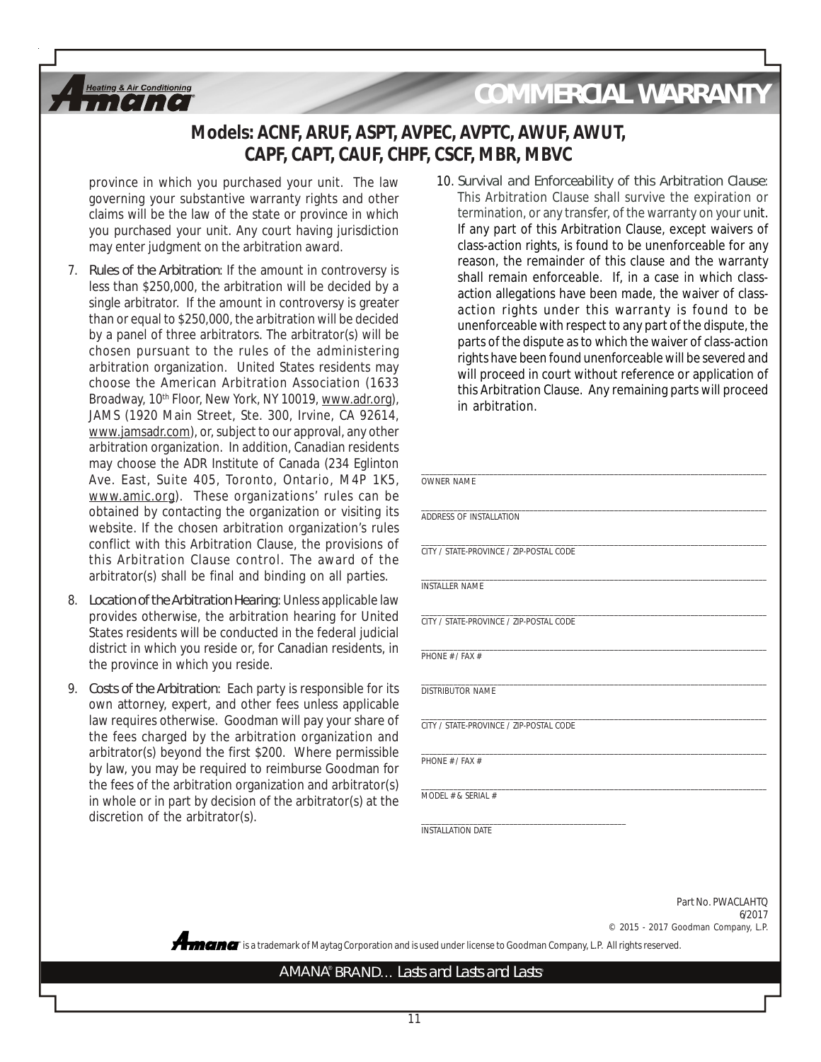## Models: ACNF, ARUF, ASPT, AVPEC, AVPTC, AWUF, AWUT, CAPF, CAPT, CAUF, CHPF, CSCF, MBR, MBVC

province in which you purchased your unit. The law governing your substantive warranty rights and other claims will be the law of the state or province in which you purchased your unit. Any court having jurisdiction may enter judgment on the arbitration award.

7. *Rules of the Arbitration*: If the amount in controversy is less than $250,000, the arbitration will be decided by a single arbitrator. If the amount in controversy is greater than or equal to $250,000, the arbitration will be decided by a panel of three arbitrators. The arbitrator(s) will be chosen pursuant to the rules of the administering arbitration organization. United States residents may choose the American Arbitration Association (1633 Broadway, 10th Floor, New York, NY 10019, www.adr.org), JAMS (1920 Main Street, Ste. 300, Irvine, CA 92614, www.jamsadr.com), or, subject to our approval, any other arbitration organization. In addition, Canadian residents may choose the ADR Institute of Canada (234 Eglinton Ave. East, Suite 405, Toronto, Ontario, M4P 1K5, www.amic.org). These organizations' rules can be obtained by contacting the organization or visiting its website. If the chosen arbitration organization's rules conflict with this Arbitration Clause, the provisions of this Arbitration Clause control. The award of the arbitrator(s) shall be final and binding on all parties.

8. *Location of the Arbitration Hearing*: Unless applicable law provides otherwise, the arbitration hearing for United States residents will be conducted in the federal judicial district in which you reside or, for Canadian residents, in the province in which you reside.

9. *Costs of the Arbitration*: Each party is responsible for its own attorney, expert, and other fees unless applicable law requires otherwise. Goodman will pay your share of the fees charged by the arbitration organization and arbitrator(s) beyond the first $200. Where permissible by law, you may be required to reimburse Goodman for the fees of the arbitration organization and arbitrator(s) in whole or in part by decision of the arbitrator(s) at the discretion of the arbitrator(s).

10. *Survival and Enforceability of this Arbitration Clause*: This Arbitration Clause shall survive the expiration or termination, or any transfer, of the warranty on your unit. If any part of this Arbitration Clause, except waivers of class-action rights, is found to be unenforceable for any reason, the remainder of this clause and the warranty shall remain enforceable. If, in a case in which class-action allegations have been made, the waiver of class-action rights under this warranty is found to be unenforceable with respect to any part of the dispute, the parts of the dispute as to which the waiver of class-action rights have been found unenforceable will be severed and will proceed in court without reference or application of this Arbitration Clause. Any remaining parts will proceed in arbitration.

\_\_\_\_\_\_\_\_\_\_\_\_\_\_\_\_\_\_\_\_\_\_\_\_\_\_\_\_\_\_\_\_\_\_\_\_\_\_\_\_
OWNER NAME

\_\_\_\_\_\_\_\_\_\_\_\_\_\_\_\_\_\_\_\_\_\_\_\_\_\_\_\_\_\_\_\_\_\_\_\_\_\_\_\_
ADDRESS OF INSTALLATION

\_\_\_\_\_\_\_\_\_\_\_\_\_\_\_\_\_\_\_\_\_\_\_\_\_\_\_\_\_\_\_\_\_\_\_\_\_\_\_\_
CITY / STATE-PROVINCE / ZIP-POSTAL CODE

\_\_\_\_\_\_\_\_\_\_\_\_\_\_\_\_\_\_\_\_\_\_\_\_\_\_\_\_\_\_\_\_\_\_\_\_\_\_\_\_
INSTALLER NAME

\_\_\_\_\_\_\_\_\_\_\_\_\_\_\_\_\_\_\_\_\_\_\_\_\_\_\_\_\_\_\_\_\_\_\_\_\_\_\_\_
CITY / STATE-PROVINCE / ZIP-POSTAL CODE

\_\_\_\_\_\_\_\_\_\_\_\_\_\_\_\_\_\_\_\_\_\_\_\_\_\_\_\_\_\_\_\_\_\_\_\_\_\_\_\_
PHONE # / FAX #

\_\_\_\_\_\_\_\_\_\_\_\_\_\_\_\_\_\_\_\_\_\_\_\_\_\_\_\_\_\_\_\_\_\_\_\_\_\_\_\_
DISTRIBUTOR NAME

\_\_\_\_\_\_\_\_\_\_\_\_\_\_\_\_\_\_\_\_\_\_\_\_\_\_\_\_\_\_\_\_\_\_\_\_\_\_\_\_
CITY / STATE-PROVINCE / ZIP-POSTAL CODE

\_\_\_\_\_\_\_\_\_\_\_\_\_\_\_\_\_\_\_\_\_\_\_\_\_\_\_\_\_\_\_\_\_\_\_\_\_\_\_\_
PHONE # / FAX #

\_\_\_\_\_\_\_\_\_\_\_\_\_\_\_\_\_\_\_\_\_\_\_\_\_\_\_\_\_\_\_\_\_\_\_\_\_\_\_\_
MODEL # & SERIAL #

\_\_\_\_\_\_\_\_\_\_\_\_\_\_\_\_\_\_\_\_\_\_\_\_
INSTALLATION DATE

Part No. PWACLAHTQ
6/2017
© 2015 - 2017 Goodman Company, L.P.

Amana® is a trademark of Maytag Corporation and is used under license to Goodman Company, L.P. All rights reserved.

AMANA® BRAND… Lasts and Lasts and Lasts